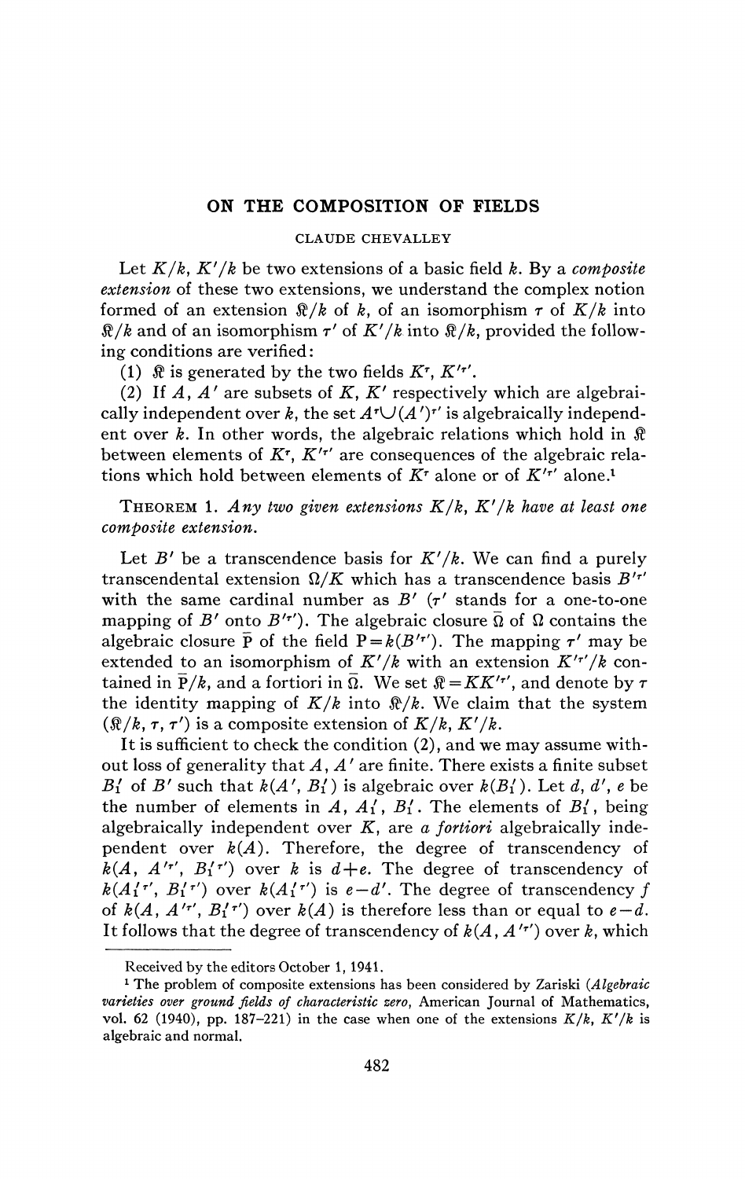# ON THE COMPOSITION OF FIELDS

CLAUDE CHEVALLEY

Let $K/k$, $K'/k$ be two extensions of a basic field $k$. By a *composite extension* of these two extensions, we understand the complex notion formed of an extension $\mathfrak{K}/k$ of $k$, of an isomorphism $\tau$ of $K/k$ into $\mathfrak{K}/k$ and of an isomorphism $\tau'$ of $K'/k$ into $\mathfrak{K}/k$, provided the following conditions are verified:

(1) $\mathfrak{K}$ is generated by the two fields $K^\tau$, $K'^{\tau'}$.

(2) If $A$, $A'$ are subsets of $K$, $K'$ respectively which are algebraically independent over $k$, the set $A^\tau \cup (A')^{\tau'}$ is algebraically independent over $k$. In other words, the algebraic relations which hold in $\mathfrak{K}$ between elements of $K^\tau$, $K'^{\tau'}$ are consequences of the algebraic relations which hold between elements of $K^\tau$ alone or of $K'^{\tau'}$ alone.[1]

THEOREM 1. *Any two given extensions $K/k$, $K'/k$ have at least one composite extension.*

Let $B'$ be a transcendence basis for $K'/k$. We can find a purely transcendental extension $\Omega/K$ which has a transcendence basis $B'^{\tau'}$ with the same cardinal number as $B'$ ($\tau'$ stands for a one-to-one mapping of $B'$ onto $B'^{\tau'}$). The algebraic closure $\bar{\Omega}$ of $\Omega$ contains the algebraic closure $\bar{\mathrm{P}}$ of the field $\mathrm{P} = k(B'^{\tau'})$. The mapping $\tau'$ may be extended to an isomorphism of $K'/k$ with an extension $K'^{\tau'}/k$ contained in $\bar{\mathrm{P}}/k$, and a fortiori in $\bar{\Omega}$. We set $\mathfrak{K} = KK'^{\tau'}$, and denote by $\tau$ the identity mapping of $K/k$ into $\mathfrak{K}/k$. We claim that the system $(\mathfrak{K}/k, \tau, \tau')$ is a composite extension of $K/k$, $K'/k$.

It is sufficient to check the condition (2), and we may assume without loss of generality that $A$, $A'$ are finite. There exists a finite subset $B_1'$ of $B'$ such that $k(A', B_1')$ is algebraic over $k(B_1')$. Let $d$, $d'$, $e$ be the number of elements in $A$, $A_1'$, $B_1'$. The elements of $B_1'$, being algebraically independent over $K$, are *a fortiori* algebraically independent over $k(A)$. Therefore, the degree of transcendency of $k(A, A'^{\tau'}, B_1'^{\tau'})$ over $k$ is $d+e$. The degree of transcendency of $k(A_1'^{\tau'}, B_1'^{\tau'})$ over $k(A_1'^{\tau'})$ is $e-d'$. The degree of transcendency $f$ of $k(A, A'^{\tau'}, B_1'^{\tau'})$ over $k(A)$ is therefore less than or equal to $e-d$. It follows that the degree of transcendency of $k(A, A'^{\tau'})$ over $k$, which

Received by the editors October 1, 1941.

[1] The problem of composite extensions has been considered by Zariski (*Algebraic varieties over ground fields of characteristic zero*, American Journal of Mathematics, vol. 62 (1940), pp. 187–221) in the case when one of the extensions $K/k$, $K'/k$ is algebraic and normal.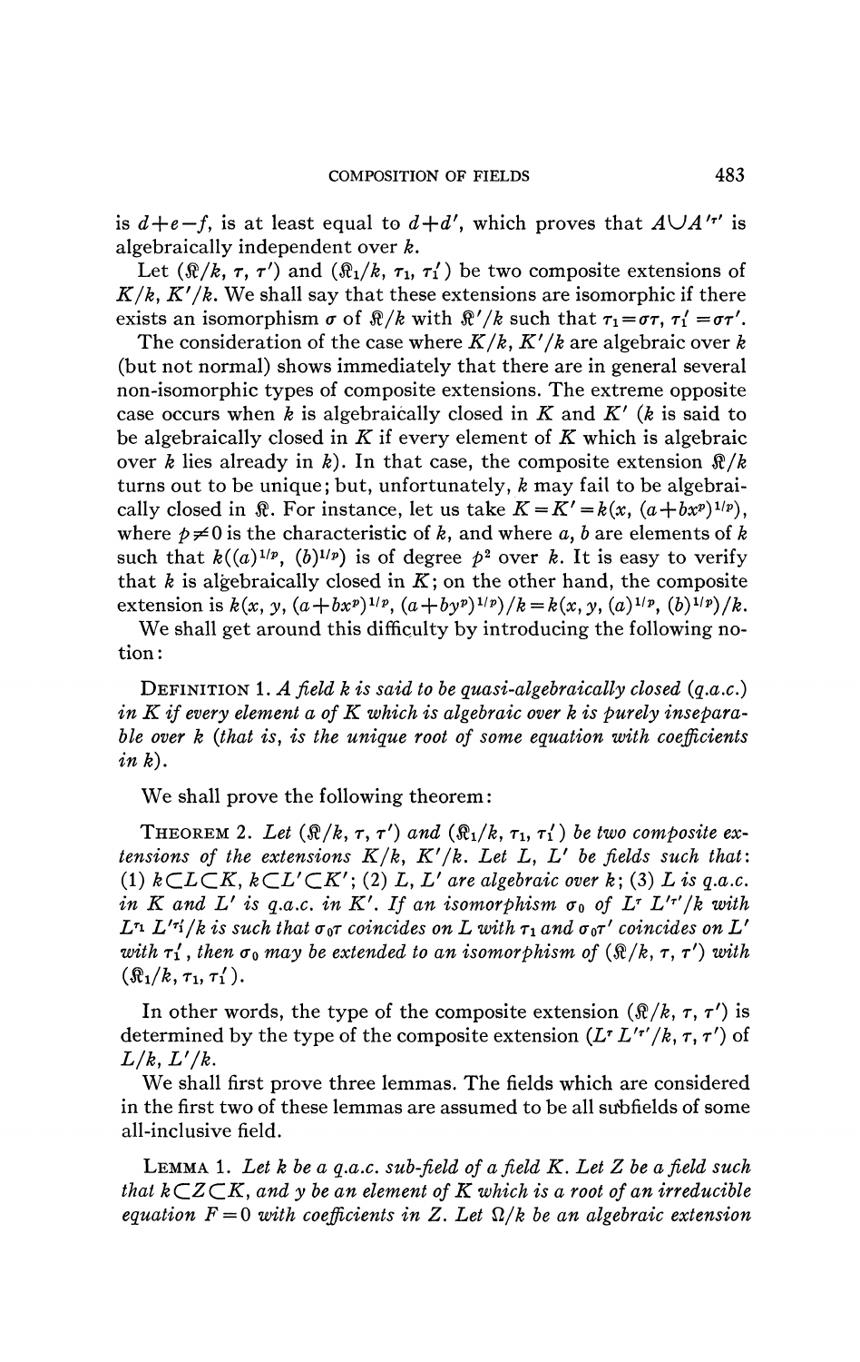is $d+e-f$, is at least equal to $d+d'$, which proves that $A \cup A'^{\tau'}$ is algebraically independent over $k$.

Let $(\mathfrak{K}/k, \tau, \tau')$ and $(\mathfrak{K}_1/k, \tau_1, \tau_1')$ be two composite extensions of $K/k$, $K'/k$. We shall say that these extensions are isomorphic if there exists an isomorphism $\sigma$ of $\mathfrak{K}/k$ with $\mathfrak{K}'/k$ such that $\tau_1 = \sigma\tau$, $\tau_1' = \sigma\tau'$.

The consideration of the case where $K/k$, $K'/k$ are algebraic over $k$ (but not normal) shows immediately that there are in general several non-isomorphic types of composite extensions. The extreme opposite case occurs when $k$ is algebraically closed in $K$ and $K'$ ($k$ is said to be algebraically closed in $K$ if every element of $K$ which is algebraic over $k$ lies already in $k$). In that case, the composite extension $\mathfrak{K}/k$ turns out to be unique; but, unfortunately, $k$ may fail to be algebraically closed in $\mathfrak{K}$. For instance, let us take $K = K' = k(x, (a+bx^p)^{1/p})$, where $p \neq 0$ is the characteristic of $k$, and where $a, b$ are elements of $k$ such that $k((a)^{1/p}, (b)^{1/p})$ is of degree $p^2$ over $k$. It is easy to verify that $k$ is algebraically closed in $K$; on the other hand, the composite extension is $k(x, y, (a+bx^p)^{1/p}, (a+by^p)^{1/p})/k = k(x, y, (a)^{1/p}, (b)^{1/p})/k$.

We shall get around this difficulty by introducing the following notion:

Definition 1. *A field $k$ is said to be quasi-algebraically closed (q.a.c.) in $K$ if every element $a$ of $K$ which is algebraic over $k$ is purely inseparable over $k$ (that is, is the unique root of some equation with coefficients in $k$).*

We shall prove the following theorem:

Theorem 2. *Let $(\mathfrak{K}/k, \tau, \tau')$ and $(\mathfrak{K}_1/k, \tau_1, \tau_1')$ be two composite extensions of the extensions $K/k$, $K'/k$. Let $L$, $L'$ be fields such that: (1) $k \subset L \subset K$, $k \subset L' \subset K'$; (2) $L$, $L'$ are algebraic over $k$; (3) $L$ is q.a.c. in $K$ and $L'$ is q.a.c. in $K'$. If an isomorphism $\sigma_0$ of $L^\tau L'^{\tau'}/k$ with $L^{\tau_1} L'^{\tau_1'}/k$ is such that $\sigma_0\tau$ coincides on $L$ with $\tau_1$ and $\sigma_0\tau'$ coincides on $L'$ with $\tau_1'$, then $\sigma_0$ may be extended to an isomorphism of $(\mathfrak{K}/k, \tau, \tau')$ with $(\mathfrak{K}_1/k, \tau_1, \tau_1')$.*

In other words, the type of the composite extension $(\mathfrak{K}/k, \tau, \tau')$ is determined by the type of the composite extension $(L^\tau L'^{\tau'}/k, \tau, \tau')$ of $L/k$, $L'/k$.

We shall first prove three lemmas. The fields which are considered in the first two of these lemmas are assumed to be all subfields of some all-inclusive field.

Lemma 1. *Let $k$ be a q.a.c. sub-field of a field $K$. Let $Z$ be a field such that $k \subset Z \subset K$, and $y$ be an element of $K$ which is a root of an irreducible equation $F = 0$ with coefficients in $Z$. Let $\Omega/k$ be an algebraic extension*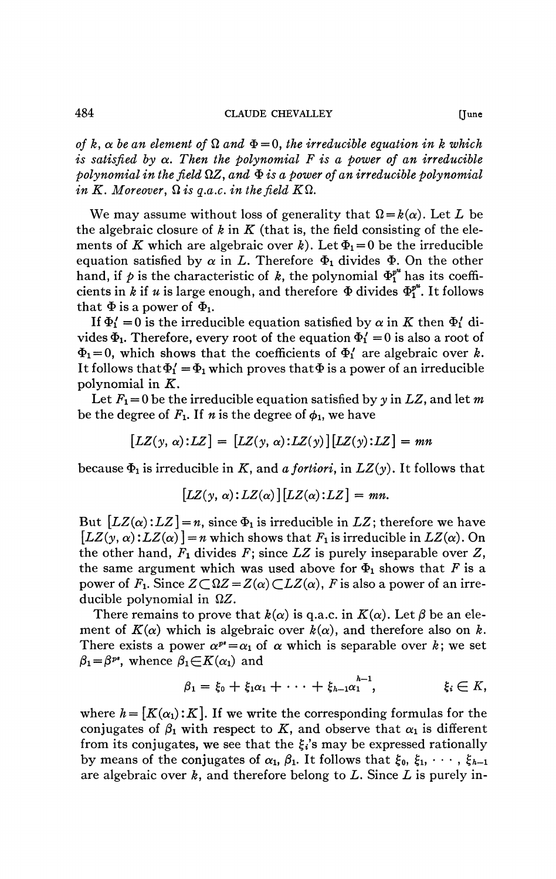*of $k$, $\alpha$ be an element of $\Omega$ and $\Phi=0$, the irreducible equation in $k$ which is satisfied by $\alpha$. Then the polynomial $F$ is a power of an irreducible polynomial in the field $\Omega Z$, and $\Phi$ is a power of an irreducible polynomial in $K$. Moreover, $\Omega$ is q.a.c. in the field $K\Omega$.*

We may assume without loss of generality that $\Omega=k(\alpha)$. Let $L$ be the algebraic closure of $k$ in $K$ (that is, the field consisting of the elements of $K$ which are algebraic over $k$). Let $\Phi_1=0$ be the irreducible equation satisfied by $\alpha$ in $L$. Therefore $\Phi_1$ divides $\Phi$. On the other hand, if $p$ is the characteristic of $k$, the polynomial $\Phi_1^{p^u}$ has its coefficients in $k$ if $u$ is large enough, and therefore $\Phi$ divides $\Phi_1^{p^u}$. It follows that $\Phi$ is a power of $\Phi_1$.

If $\Phi_1'=0$ is the irreducible equation satisfied by $\alpha$ in $K$ then $\Phi_1'$ divides $\Phi_1$. Therefore, every root of the equation $\Phi_1'=0$ is also a root of $\Phi_1=0$, which shows that the coefficients of $\Phi_1'$ are algebraic over $k$. It follows that $\Phi_1'=\Phi_1$ which proves that $\Phi$ is a power of an irreducible polynomial in $K$.

Let $F_1=0$ be the irreducible equation satisfied by $y$ in $LZ$, and let $m$ be the degree of $F_1$. If $n$ is the degree of $\phi_1$, we have

$$[LZ(y, \alpha):LZ] = [LZ(y, \alpha):LZ(y)][LZ(y):LZ] = mn$$

because $\Phi_1$ is irreducible in $K$, and *a fortiori*, in $LZ(y)$. It follows that

$$[LZ(y, \alpha):LZ(\alpha)][LZ(\alpha):LZ] = mn.$$

But $[LZ(\alpha):LZ]=n$, since $\Phi_1$ is irreducible in $LZ$; therefore we have $[LZ(y, \alpha):LZ(\alpha)]=n$ which shows that $F_1$ is irreducible in $LZ(\alpha)$. On the other hand, $F_1$ divides $F$; since $LZ$ is purely inseparable over $Z$, the same argument which was used above for $\Phi_1$ shows that $F$ is a power of $F_1$. Since $Z\subset\Omega Z=Z(\alpha)\subset LZ(\alpha)$, $F$ is also a power of an irreducible polynomial in $\Omega Z$.

There remains to prove that $k(\alpha)$ is q.a.c. in $K(\alpha)$. Let $\beta$ be an element of $K(\alpha)$ which is algebraic over $k(\alpha)$, and therefore also on $k$. There exists a power $\alpha^{p^s}=\alpha_1$ of $\alpha$ which is separable over $k$; we set $\beta_1=\beta^{p^s}$, whence $\beta_1\in K(\alpha_1)$ and

$$\beta_1 = \xi_0 + \xi_1\alpha_1 + \cdots + \xi_{h-1}\alpha_1^{h-1}, \qquad \xi_i \in K,$$

where $h=[K(\alpha_1):K]$. If we write the corresponding formulas for the conjugates of $\beta_1$ with respect to $K$, and observe that $\alpha_1$ is different from its conjugates, we see that the $\xi_i$'s may be expressed rationally by means of the conjugates of $\alpha_1$, $\beta_1$. It follows that $\xi_0, \xi_1, \cdots, \xi_{h-1}$ are algebraic over $k$, and therefore belong to $L$. Since $L$ is purely in-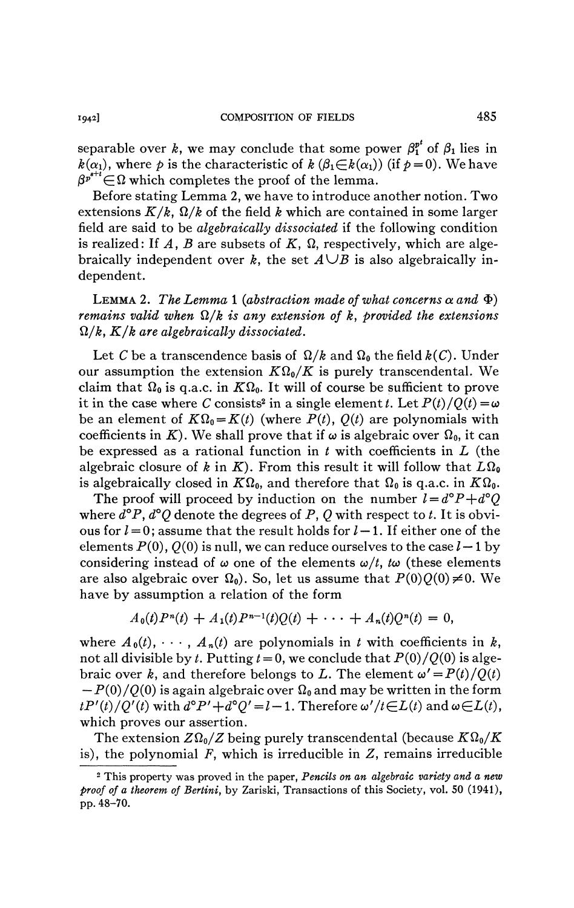separable over $k$, we may conclude that some power $\beta_1^{p^t}$ of $\beta_1$ lies in $k(\alpha_1)$, where $p$ is the characteristic of $k$ ($\beta_1 \in k(\alpha_1)$) (if $p=0$). We have $\beta^{p^{s+t}} \in \Omega$ which completes the proof of the lemma.

Before stating Lemma 2, we have to introduce another notion. Two extensions $K/k$, $\Omega/k$ of the field $k$ which are contained in some larger field are said to be *algebraically dissociated* if the following condition is realized: If $A$, $B$ are subsets of $K$, $\Omega$, respectively, which are algebraically independent over $k$, the set $A \cup B$ is also algebraically independent.

LEMMA 2. *The Lemma* 1 (*abstraction made of what concerns* $\alpha$ *and* $\Phi$) *remains valid when* $\Omega/k$ *is any extension of* $k$, *provided the extensions* $\Omega/k$, $K/k$ *are algebraically dissociated.*

Let $C$ be a transcendence basis of $\Omega/k$ and $\Omega_0$ the field $k(C)$. Under our assumption the extension $K\Omega_0/K$ is purely transcendental. We claim that $\Omega_0$ is q.a.c. in $K\Omega_0$. It will of course be sufficient to prove it in the case where $C$ consists[2] in a single element $t$. Let $P(t)/Q(t) = \omega$ be an element of $K\Omega_0 = K(t)$ (where $P(t)$, $Q(t)$ are polynomials with coefficients in $K$). We shall prove that if $\omega$ is algebraic over $\Omega_0$, it can be expressed as a rational function in $t$ with coefficients in $L$ (the algebraic closure of $k$ in $K$). From this result it will follow that $L\Omega_0$ is algebraically closed in $K\Omega_0$, and therefore that $\Omega_0$ is q.a.c. in $K\Omega_0$.

The proof will proceed by induction on the number $l = d^\circ P + d^\circ Q$ where $d^\circ P$, $d^\circ Q$ denote the degrees of $P$, $Q$ with respect to $t$. It is obvious for $l=0$; assume that the result holds for $l-1$. If either one of the elements $P(0)$, $Q(0)$ is null, we can reduce ourselves to the case $l-1$ by considering instead of $\omega$ one of the elements $\omega/t$, $t\omega$ (these elements are also algebraic over $\Omega_0$). So, let us assume that $P(0)Q(0) \neq 0$. We have by assumption a relation of the form

$$A_0(t)P^n(t) + A_1(t)P^{n-1}(t)Q(t) + \cdots + A_n(t)Q^n(t) = 0,$$

where $A_0(t), \cdots, A_n(t)$ are polynomials in $t$ with coefficients in $k$, not all divisible by $t$. Putting $t=0$, we conclude that $P(0)/Q(0)$ is algebraic over $k$, and therefore belongs to $L$. The element $\omega' = P(t)/Q(t) - P(0)/Q(0)$ is again algebraic over $\Omega_0$ and may be written in the form $tP'(t)/Q'(t)$ with $d^\circ P' + d^\circ Q' = l-1$. Therefore $\omega'/t \in L(t)$ and $\omega \in L(t)$, which proves our assertion.

The extension $Z\Omega_0/Z$ being purely transcendental (because $K\Omega_0/K$ is), the polynomial $F$, which is irreducible in $Z$, remains irreducible

[2] This property was proved in the paper, *Pencils on an algebraic variety and a new proof of a theorem of Bertini*, by Zariski, Transactions of this Society, vol. 50 (1941), pp. 48–70.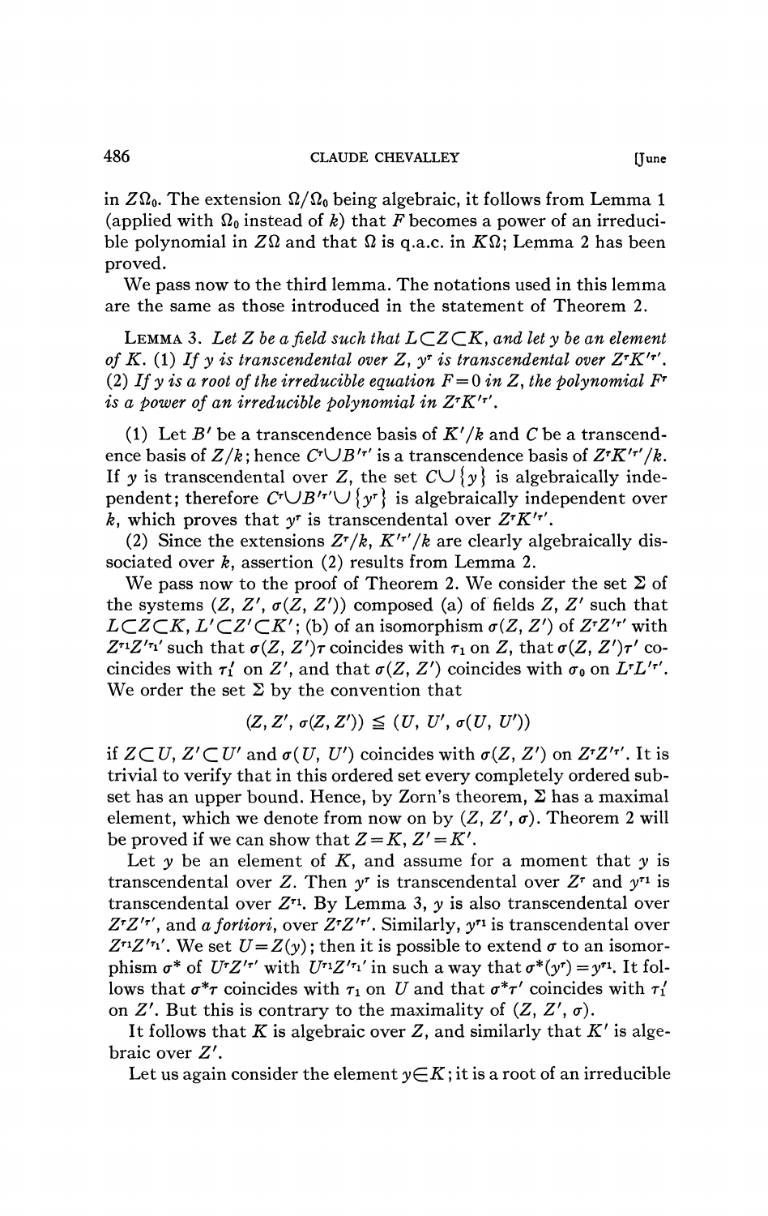in $Z\Omega_0$. The extension $\Omega/\Omega_0$ being algebraic, it follows from Lemma 1 (applied with $\Omega_0$ instead of $k$) that $F$ becomes a power of an irreducible polynomial in $Z\Omega$ and that $\Omega$ is q.a.c. in $K\Omega$; Lemma 2 has been proved.

We pass now to the third lemma. The notations used in this lemma are the same as those introduced in the statement of Theorem 2.

LEMMA 3. *Let $Z$ be a field such that $L\subset Z\subset K$, and let $y$ be an element of $K$. (1) If $y$ is transcendental over $Z$, $y^\tau$ is transcendental over $Z^\tau K'^{\tau'}$. (2) If $y$ is a root of the irreducible equation $F=0$ in $Z$, the polynomial $F^\tau$ is a power of an irreducible polynomial in $Z^\tau K'^{\tau'}$.*

(1) Let $B'$ be a transcendence basis of $K'/k$ and $C$ be a transcendence basis of $Z/k$; hence $C^\tau \cup B'^{\tau'}$ is a transcendence basis of $Z^\tau K'^{\tau'}/k$. If $y$ is transcendental over $Z$, the set $C\cup\{y\}$ is algebraically independent; therefore $C^\tau\cup B'^{\tau'}\cup\{y^\tau\}$ is algebraically independent over $k$, which proves that $y^\tau$ is transcendental over $Z^\tau K'^{\tau'}$.

(2) Since the extensions $Z^\tau/k$, $K'^{\tau'}/k$ are clearly algebraically dissociated over $k$, assertion (2) results from Lemma 2.

We pass now to the proof of Theorem 2. We consider the set $\Sigma$ of the systems $(Z, Z', \sigma(Z, Z'))$ composed (a) of fields $Z$, $Z'$ such that $L\subset Z\subset K$, $L'\subset Z'\subset K'$; (b) of an isomorphism $\sigma(Z, Z')$ of $Z^\tau Z'^{\tau'}$ with $Z^{\tau_1}Z'^{\tau_1'}$ such that $\sigma(Z, Z')\tau$ coincides with $\tau_1$ on $Z$, that $\sigma(Z, Z')\tau'$ coincides with $\tau_1'$ on $Z'$, and that $\sigma(Z, Z')$ coincides with $\sigma_0$ on $L^\tau L'^{\tau'}$. We order the set $\Sigma$ by the convention that

$$(Z, Z', \sigma(Z, Z')) \leqq (U, U', \sigma(U, U'))$$

if $Z\subset U$, $Z'\subset U'$ and $\sigma(U, U')$ coincides with $\sigma(Z, Z')$ on $Z^\tau Z'^{\tau'}$. It is trivial to verify that in this ordered set every completely ordered subset has an upper bound. Hence, by Zorn's theorem, $\Sigma$ has a maximal element, which we denote from now on by $(Z, Z', \sigma)$. Theorem 2 will be proved if we can show that $Z=K$, $Z'=K'$.

Let $y$ be an element of $K$, and assume for a moment that $y$ is transcendental over $Z$. Then $y^\tau$ is transcendental over $Z^\tau$ and $y^{\tau_1}$ is transcendental over $Z^{\tau_1}$. By Lemma 3, $y$ is also transcendental over $Z^\tau Z'^{\tau'}$, and *a fortiori*, over $Z^\tau Z'^{\tau'}$. Similarly, $y^{\tau_1}$ is transcendental over $Z^{\tau_1}Z'^{\tau_1'}$. We set $U=Z(y)$; then it is possible to extend $\sigma$ to an isomorphism $\sigma^*$ of $U^\tau Z'^{\tau'}$ with $U^{\tau_1}Z'^{\tau_1'}$ in such a way that $\sigma^*(y^\tau)=y^{\tau_1}$. It follows that $\sigma^*\tau$ coincides with $\tau_1$ on $U$ and that $\sigma^*\tau'$ coincides with $\tau_1'$ on $Z'$. But this is contrary to the maximality of $(Z, Z', \sigma)$.

It follows that $K$ is algebraic over $Z$, and similarly that $K'$ is algebraic over $Z'$.

Let us again consider the element $y\in K$; it is a root of an irreducible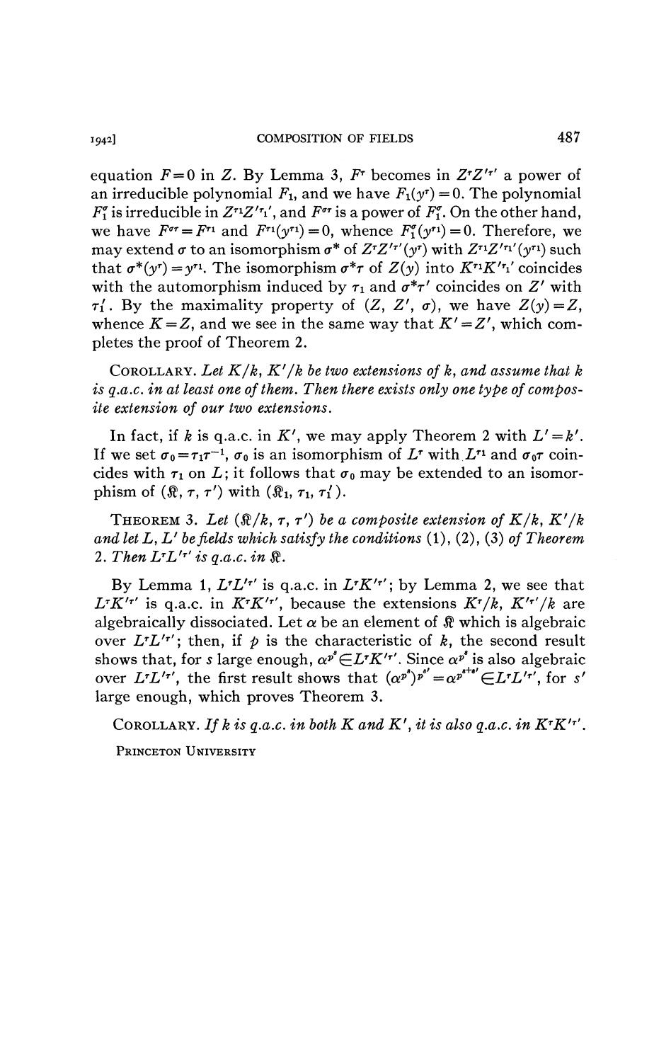equation $F=0$ in $Z$. By Lemma 3, $F^\tau$ becomes in $Z^\tau Z'^{\tau'}$ a power of an irreducible polynomial $F_1$, and we have $F_1(y^\tau)=0$. The polynomial $F_1^\sigma$ is irreducible in $Z^{\tau_1}Z'^{\tau_1'}$, and $F^{\sigma\tau}$ is a power of $F_1^\sigma$. On the other hand, we have $F^{\sigma\tau}=F^{\tau_1}$ and $F^{\tau_1}(y^{\tau_1})=0$, whence $F_1^\sigma(y^{\tau_1})=0$. Therefore, we may extend $\sigma$ to an isomorphism $\sigma^*$ of $Z^\tau Z'^{\tau'}(y^\tau)$ with $Z^{\tau_1}Z'^{\tau_1'}(y^{\tau_1})$ such that $\sigma^*(y^\tau)=y^{\tau_1}$. The isomorphism $\sigma^*\tau$ of $Z(y)$ into $K^{\tau_1}K'^{\tau_1'}$ coincides with the automorphism induced by $\tau_1$ and $\sigma^*\tau'$ coincides on $Z'$ with $\tau_1'$. By the maximality property of $(Z, Z', \sigma)$, we have $Z(y)=Z$, whence $K=Z$, and we see in the same way that $K'=Z'$, which completes the proof of Theorem 2.

COROLLARY. *Let $K/k$, $K'/k$ be two extensions of $k$, and assume that $k$ is q.a.c. in at least one of them. Then there exists only one type of composite extension of our two extensions.*

In fact, if $k$ is q.a.c. in $K'$, we may apply Theorem 2 with $L'=k'$. If we set $\sigma_0=\tau_1\tau^{-1}$, $\sigma_0$ is an isomorphism of $L^\tau$ with $L^{\tau_1}$ and $\sigma_0\tau$ coincides with $\tau_1$ on $L$; it follows that $\sigma_0$ may be extended to an isomorphism of $(\mathfrak{K}, \tau, \tau')$ with $(\mathfrak{K}_1, \tau_1, \tau_1')$.

THEOREM 3. *Let $(\mathfrak{K}/k, \tau, \tau')$ be a composite extension of $K/k$, $K'/k$ and let $L$, $L'$ be fields which satisfy the conditions* (1), (2), (3) *of Theorem 2. Then $L^\tau L'^{\tau'}$ is q.a.c. in $\mathfrak{K}$.*

By Lemma 1, $L^\tau L'^{\tau'}$ is q.a.c. in $L^\tau K'^{\tau'}$; by Lemma 2, we see that $L^\tau K'^{\tau'}$ is q.a.c. in $K^\tau K'^{\tau'}$, because the extensions $K^\tau/k$, $K'^{\tau'}/k$ are algebraically dissociated. Let $\alpha$ be an element of $\mathfrak{K}$ which is algebraic over $L^\tau L'^{\tau'}$; then, if $p$ is the characteristic of $k$, the second result shows that, for $s$ large enough, $\alpha^{p^s}\in L^\tau K'^{\tau'}$. Since $\alpha^{p^s}$ is also algebraic over $L^\tau L'^{\tau'}$, the first result shows that $(\alpha^{p^s})^{p^{s'}}=\alpha^{p^{s+s'}}\in L^\tau L'^{\tau'}$, for $s'$ large enough, which proves Theorem 3.

COROLLARY. *If $k$ is q.a.c. in both $K$ and $K'$, it is also q.a.c. in $K^\tau K'^{\tau'}$.*

PRINCETON UNIVERSITY